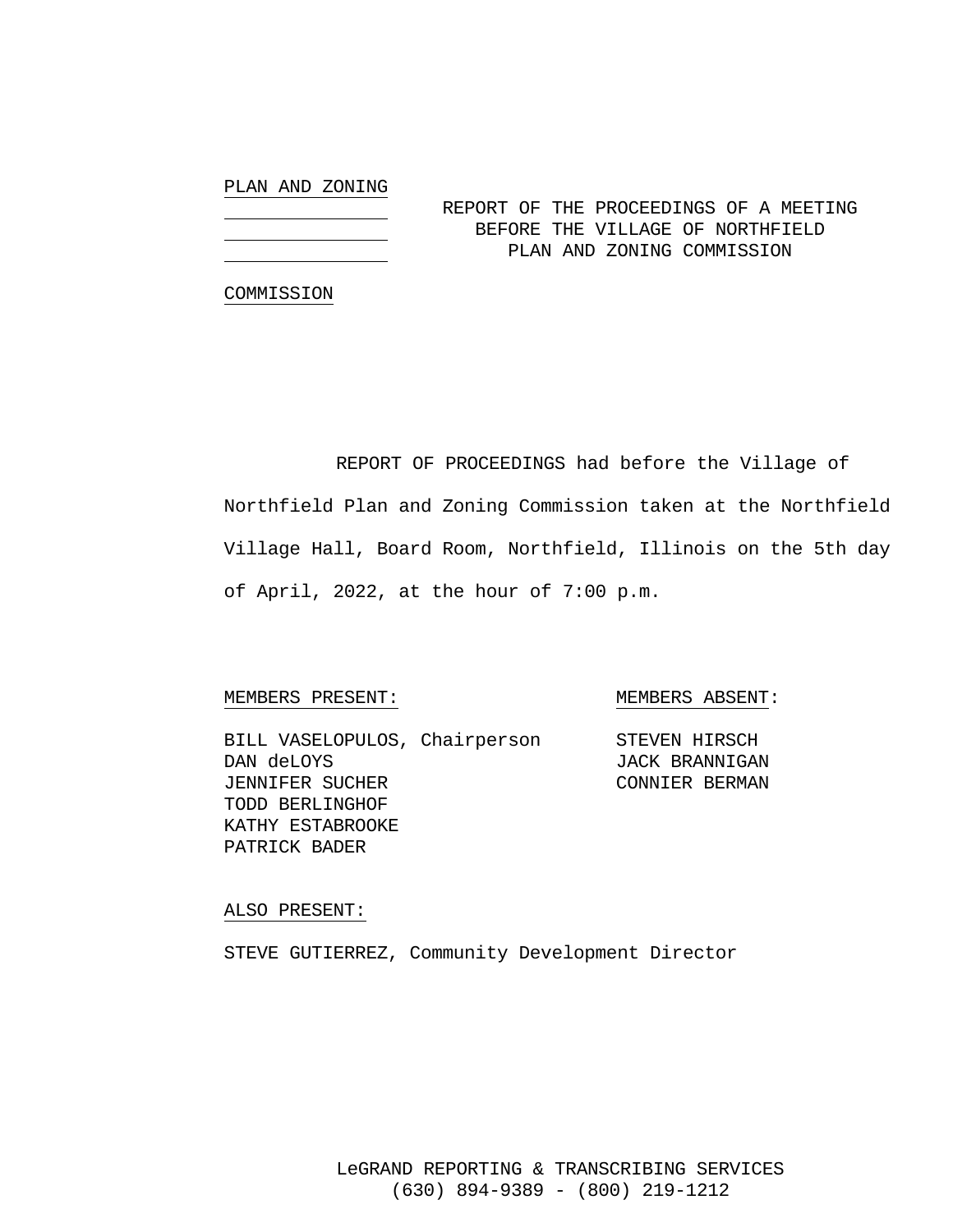PLAN AND ZONING

COMMISSION

REPORT OF THE PROCEEDINGS OF A MEETING
BEFORE THE VILLAGE OF NORTHFIELD
PLAN AND ZONING COMMISSION

REPORT OF PROCEEDINGS had before the Village of Northfield Plan and Zoning Commission taken at the Northfield Village Hall, Board Room, Northfield, Illinois on the 5th day of April, 2022, at the hour of 7:00 p.m.

MEMBERS PRESENT:

BILL VASELOPULOS, Chairperson
DAN deLOYS
JENNIFER SUCHER
TODD BERLINGHOF
KATHY ESTABROOKE
PATRICK BADER

MEMBERS ABSENT:

STEVEN HIRSCH
JACK BRANNIGAN
CONNIER BERMAN

ALSO PRESENT:

STEVE GUTIERREZ, Community Development Director

LeGRAND REPORTING & TRANSCRIBING SERVICES
(630) 894-9389 - (800) 219-1212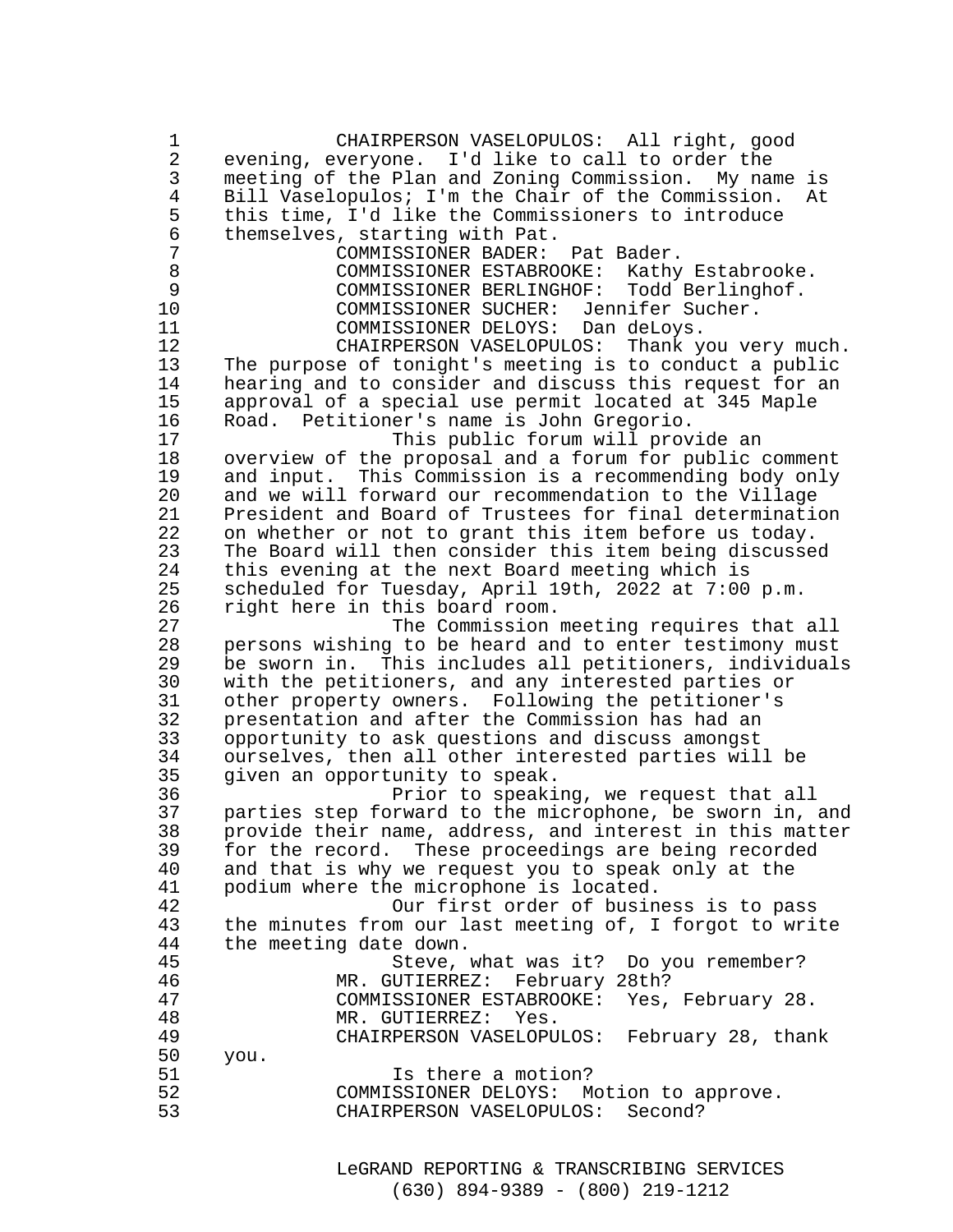CHAIRPERSON VASELOPULOS: All right, good evening, everyone. I'd like to call to order the meeting of the Plan and Zoning Commission. My name is Bill Vaselopulos; I'm the Chair of the Commission. At this time, I'd like the Commissioners to introduce themselves, starting with Pat.

COMMISSIONER BADER: Pat Bader.

COMMISSIONER ESTABROOKE: Kathy Estabrooke.

COMMISSIONER BERLINGHOF: Todd Berlinghof.

COMMISSIONER SUCHER: Jennifer Sucher.

COMMISSIONER DELOYS: Dan deLoys.

CHAIRPERSON VASELOPULOS: Thank you very much. The purpose of tonight's meeting is to conduct a public hearing and to consider and discuss this request for an approval of a special use permit located at 345 Maple Road. Petitioner's name is John Gregorio.

This public forum will provide an overview of the proposal and a forum for public comment and input. This Commission is a recommending body only and we will forward our recommendation to the Village President and Board of Trustees for final determination on whether or not to grant this item before us today. The Board will then consider this item being discussed this evening at the next Board meeting which is scheduled for Tuesday, April 19th, 2022 at 7:00 p.m. right here in this board room.

The Commission meeting requires that all persons wishing to be heard and to enter testimony must be sworn in. This includes all petitioners, individuals with the petitioners, and any interested parties or other property owners. Following the petitioner's presentation and after the Commission has had an opportunity to ask questions and discuss amongst ourselves, then all other interested parties will be given an opportunity to speak.

Prior to speaking, we request that all parties step forward to the microphone, be sworn in, and provide their name, address, and interest in this matter for the record. These proceedings are being recorded and that is why we request you to speak only at the podium where the microphone is located.

Our first order of business is to pass the minutes from our last meeting of, I forgot to write the meeting date down.

Steve, what was it? Do you remember?

MR. GUTIERREZ: February 28th?

COMMISSIONER ESTABROOKE: Yes, February 28.

MR. GUTIERREZ: Yes.

CHAIRPERSON VASELOPULOS: February 28, thank you.

Is there a motion?

COMMISSIONER DELOYS: Motion to approve.

CHAIRPERSON VASELOPULOS: Second?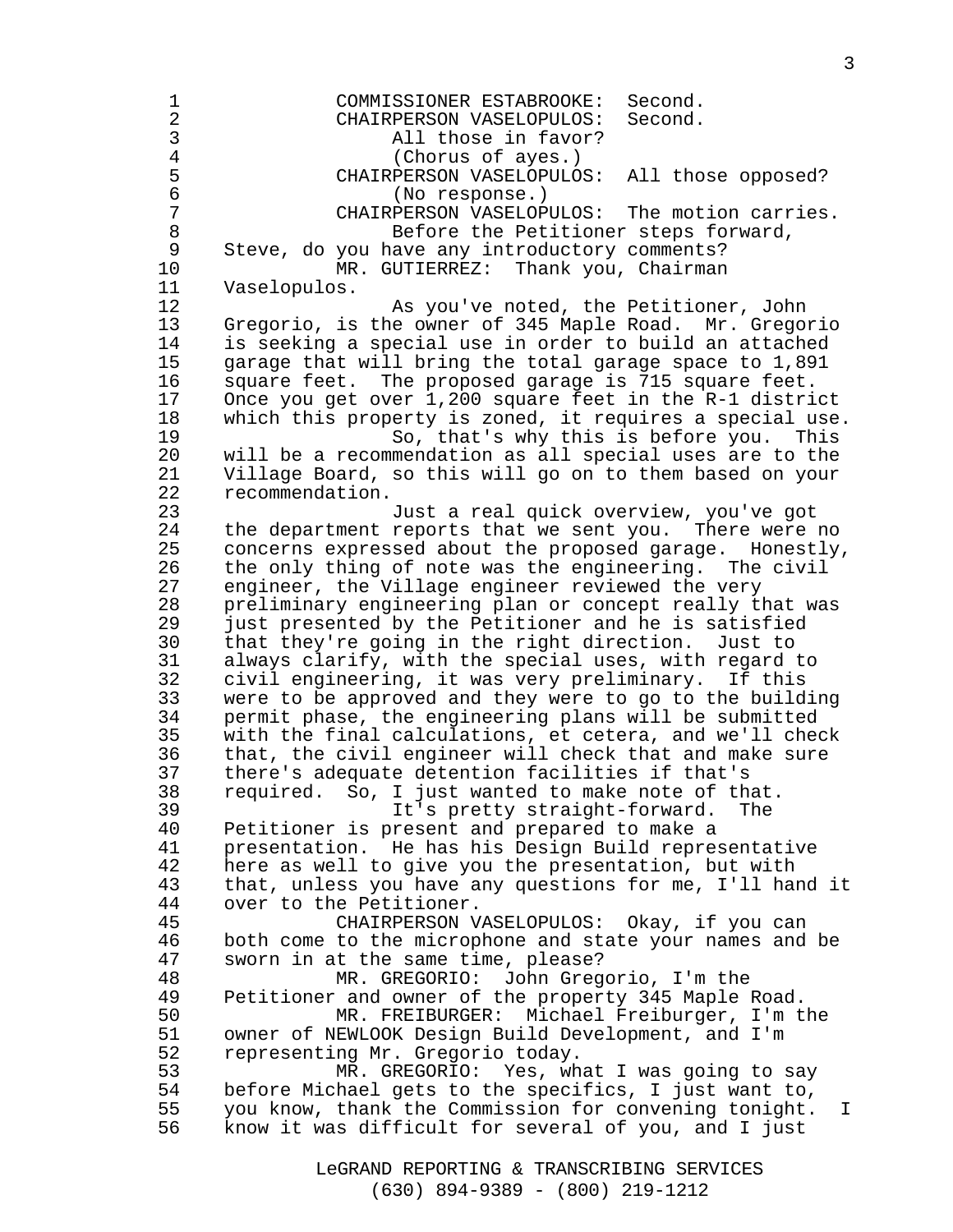COMMISSIONER ESTABROOKE: Second.

CHAIRPERSON VASELOPULOS: Second.

All those in favor?

(Chorus of ayes.)

CHAIRPERSON VASELOPULOS: All those opposed?

(No response.)

CHAIRPERSON VASELOPULOS: The motion carries.

Before the Petitioner steps forward, Steve, do you have any introductory comments?

MR. GUTIERREZ: Thank you, Chairman Vaselopulos.

As you've noted, the Petitioner, John Gregorio, is the owner of 345 Maple Road. Mr. Gregorio is seeking a special use in order to build an attached garage that will bring the total garage space to 1,891 square feet. The proposed garage is 715 square feet. Once you get over 1,200 square feet in the R-1 district which this property is zoned, it requires a special use.

So, that's why this is before you. This will be a recommendation as all special uses are to the Village Board, so this will go on to them based on your recommendation.

Just a real quick overview, you've got the department reports that we sent you. There were no concerns expressed about the proposed garage. Honestly, the only thing of note was the engineering. The civil engineer, the Village engineer reviewed the very preliminary engineering plan or concept really that was just presented by the Petitioner and he is satisfied that they're going in the right direction. Just to always clarify, with the special uses, with regard to civil engineering, it was very preliminary. If this were to be approved and they were to go to the building permit phase, the engineering plans will be submitted with the final calculations, et cetera, and we'll check that, the civil engineer will check that and make sure there's adequate detention facilities if that's required. So, I just wanted to make note of that.

It's pretty straight-forward. The Petitioner is present and prepared to make a presentation. He has his Design Build representative here as well to give you the presentation, but with that, unless you have any questions for me, I'll hand it over to the Petitioner.

CHAIRPERSON VASELOPULOS: Okay, if you can both come to the microphone and state your names and be sworn in at the same time, please?

MR. GREGORIO: John Gregorio, I'm the Petitioner and owner of the property 345 Maple Road.

MR. FREIBURGER: Michael Freiburger, I'm the owner of NEWLOOK Design Build Development, and I'm representing Mr. Gregorio today.

MR. GREGORIO: Yes, what I was going to say before Michael gets to the specifics, I just want to, you know, thank the Commission for convening tonight. I know it was difficult for several of you, and I just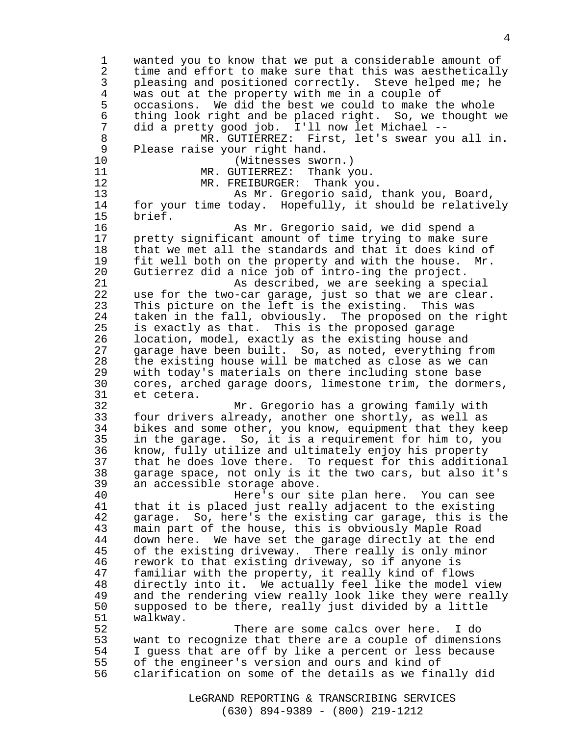wanted you to know that we put a considerable amount of time and effort to make sure that this was aesthetically pleasing and positioned correctly. Steve helped me; he was out at the property with me in a couple of occasions. We did the best we could to make the whole thing look right and be placed right. So, we thought we did a pretty good job. I'll now let Michael --

MR. GUTIERREZ: First, let's swear you all in. Please raise your right hand.

(Witnesses sworn.)

MR. GUTIERREZ: Thank you.

MR. FREIBURGER: Thank you.

As Mr. Gregorio said, thank you, Board, for your time today. Hopefully, it should be relatively brief.

As Mr. Gregorio said, we did spend a pretty significant amount of time trying to make sure that we met all the standards and that it does kind of fit well both on the property and with the house. Mr. Gutierrez did a nice job of intro-ing the project.

As described, we are seeking a special use for the two-car garage, just so that we are clear. This picture on the left is the existing. This was taken in the fall, obviously. The proposed on the right is exactly as that. This is the proposed garage location, model, exactly as the existing house and garage have been built. So, as noted, everything from the existing house will be matched as close as we can with today's materials on there including stone base cores, arched garage doors, limestone trim, the dormers, et cetera.

Mr. Gregorio has a growing family with four drivers already, another one shortly, as well as bikes and some other, you know, equipment that they keep in the garage. So, it is a requirement for him to, you know, fully utilize and ultimately enjoy his property that he does love there. To request for this additional garage space, not only is it the two cars, but also it's an accessible storage above.

Here's our site plan here. You can see that it is placed just really adjacent to the existing garage. So, here's the existing car garage, this is the main part of the house, this is obviously Maple Road down here. We have set the garage directly at the end of the existing driveway. There really is only minor rework to that existing driveway, so if anyone is familiar with the property, it really kind of flows directly into it. We actually feel like the model view and the rendering view really look like they were really supposed to be there, really just divided by a little walkway.

There are some calcs over here. I do want to recognize that there are a couple of dimensions I guess that are off by like a percent or less because of the engineer's version and ours and kind of clarification on some of the details as we finally did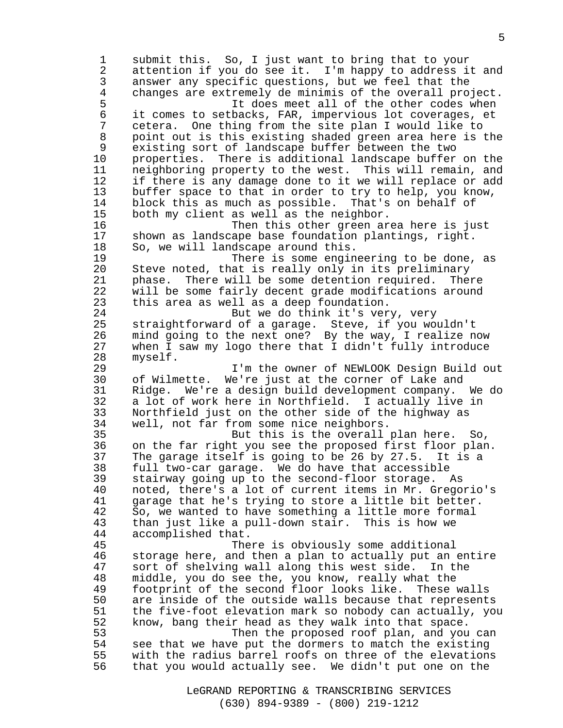submit this. So, I just want to bring that to your attention if you do see it. I'm happy to address it and answer any specific questions, but we feel that the changes are extremely de minimis of the overall project.

It does meet all of the other codes when it comes to setbacks, FAR, impervious lot coverages, et cetera. One thing from the site plan I would like to point out is this existing shaded green area here is the existing sort of landscape buffer between the two properties. There is additional landscape buffer on the neighboring property to the west. This will remain, and if there is any damage done to it we will replace or add buffer space to that in order to try to help, you know, block this as much as possible. That's on behalf of both my client as well as the neighbor.

Then this other green area here is just shown as landscape base foundation plantings, right. So, we will landscape around this.

There is some engineering to be done, as Steve noted, that is really only in its preliminary phase. There will be some detention required. There will be some fairly decent grade modifications around this area as well as a deep foundation.

But we do think it's very, very straightforward of a garage. Steve, if you wouldn't mind going to the next one? By the way, I realize now when I saw my logo there that I didn't fully introduce myself.

I'm the owner of NEWLOOK Design Build out of Wilmette. We're just at the corner of Lake and Ridge. We're a design build development company. We do a lot of work here in Northfield. I actually live in Northfield just on the other side of the highway as well, not far from some nice neighbors.

But this is the overall plan here. So, on the far right you see the proposed first floor plan. The garage itself is going to be 26 by 27.5. It is a full two-car garage. We do have that accessible stairway going up to the second-floor storage. As noted, there's a lot of current items in Mr. Gregorio's garage that he's trying to store a little bit better. So, we wanted to have something a little more formal than just like a pull-down stair. This is how we accomplished that.

There is obviously some additional storage here, and then a plan to actually put an entire sort of shelving wall along this west side. In the middle, you do see the, you know, really what the footprint of the second floor looks like. These walls are inside of the outside walls because that represents the five-foot elevation mark so nobody can actually, you know, bang their head as they walk into that space.

Then the proposed roof plan, and you can see that we have put the dormers to match the existing with the radius barrel roofs on three of the elevations that you would actually see. We didn't put one on the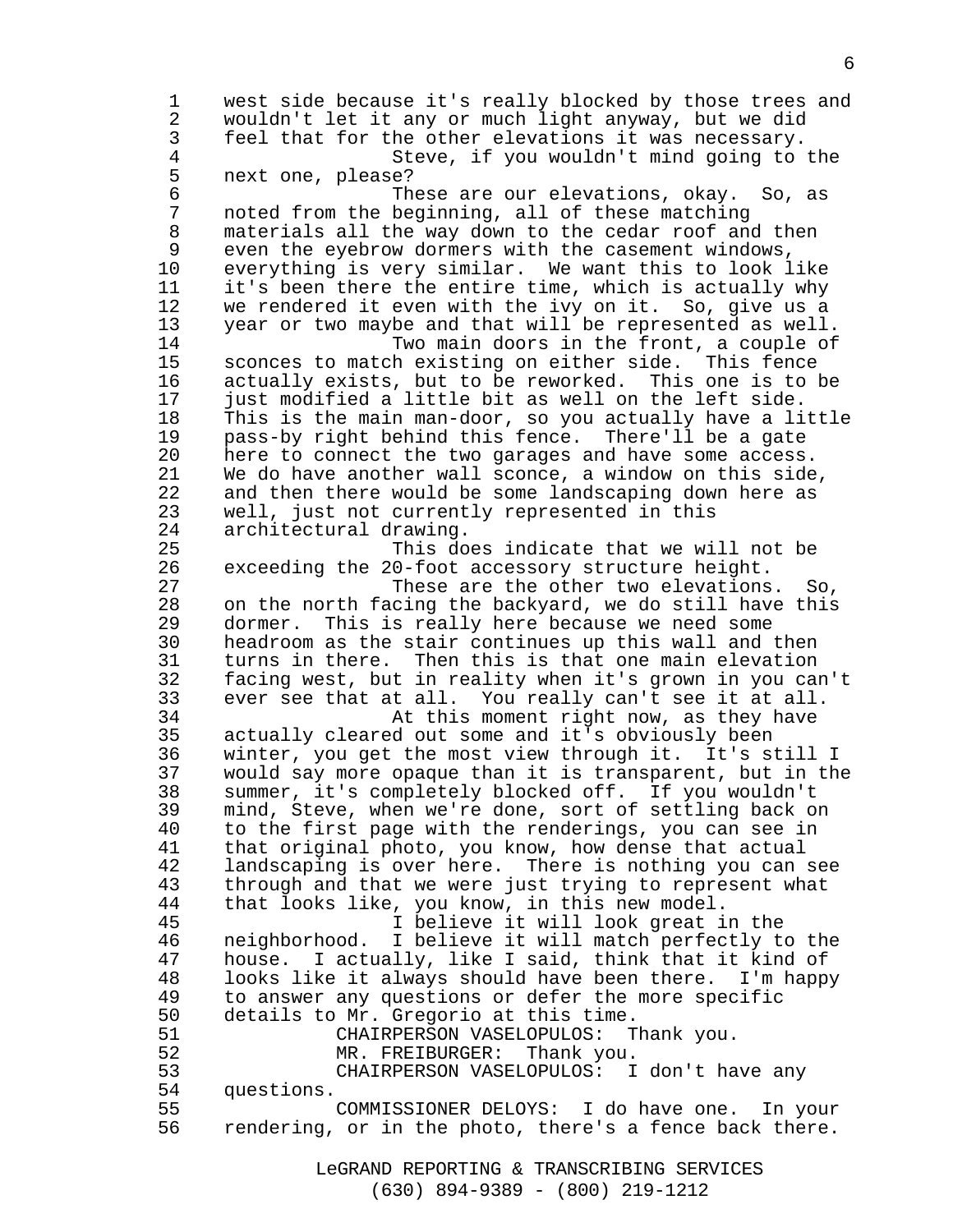west side because it's really blocked by those trees and wouldn't let it any or much light anyway, but we did feel that for the other elevations it was necessary.

Steve, if you wouldn't mind going to the next one, please?

These are our elevations, okay. So, as noted from the beginning, all of these matching materials all the way down to the cedar roof and then even the eyebrow dormers with the casement windows, everything is very similar. We want this to look like it's been there the entire time, which is actually why we rendered it even with the ivy on it. So, give us a year or two maybe and that will be represented as well.

Two main doors in the front, a couple of sconces to match existing on either side. This fence actually exists, but to be reworked. This one is to be just modified a little bit as well on the left side. This is the main man-door, so you actually have a little pass-by right behind this fence. There'll be a gate here to connect the two garages and have some access. We do have another wall sconce, a window on this side, and then there would be some landscaping down here as well, just not currently represented in this architectural drawing.

This does indicate that we will not be exceeding the 20-foot accessory structure height.

These are the other two elevations. So, on the north facing the backyard, we do still have this dormer. This is really here because we need some headroom as the stair continues up this wall and then turns in there. Then this is that one main elevation facing west, but in reality when it's grown in you can't ever see that at all. You really can't see it at all.

At this moment right now, as they have actually cleared out some and it's obviously been winter, you get the most view through it. It's still I would say more opaque than it is transparent, but in the summer, it's completely blocked off. If you wouldn't mind, Steve, when we're done, sort of settling back on to the first page with the renderings, you can see in that original photo, you know, how dense that actual landscaping is over here. There is nothing you can see through and that we were just trying to represent what that looks like, you know, in this new model.

I believe it will look great in the neighborhood. I believe it will match perfectly to the house. I actually, like I said, think that it kind of looks like it always should have been there. I'm happy to answer any questions or defer the more specific details to Mr. Gregorio at this time.

CHAIRPERSON VASELOPULOS: Thank you.

MR. FREIBURGER: Thank you.

CHAIRPERSON VASELOPULOS: I don't have any questions.

COMMISSIONER DELOYS: I do have one. In your rendering, or in the photo, there's a fence back there.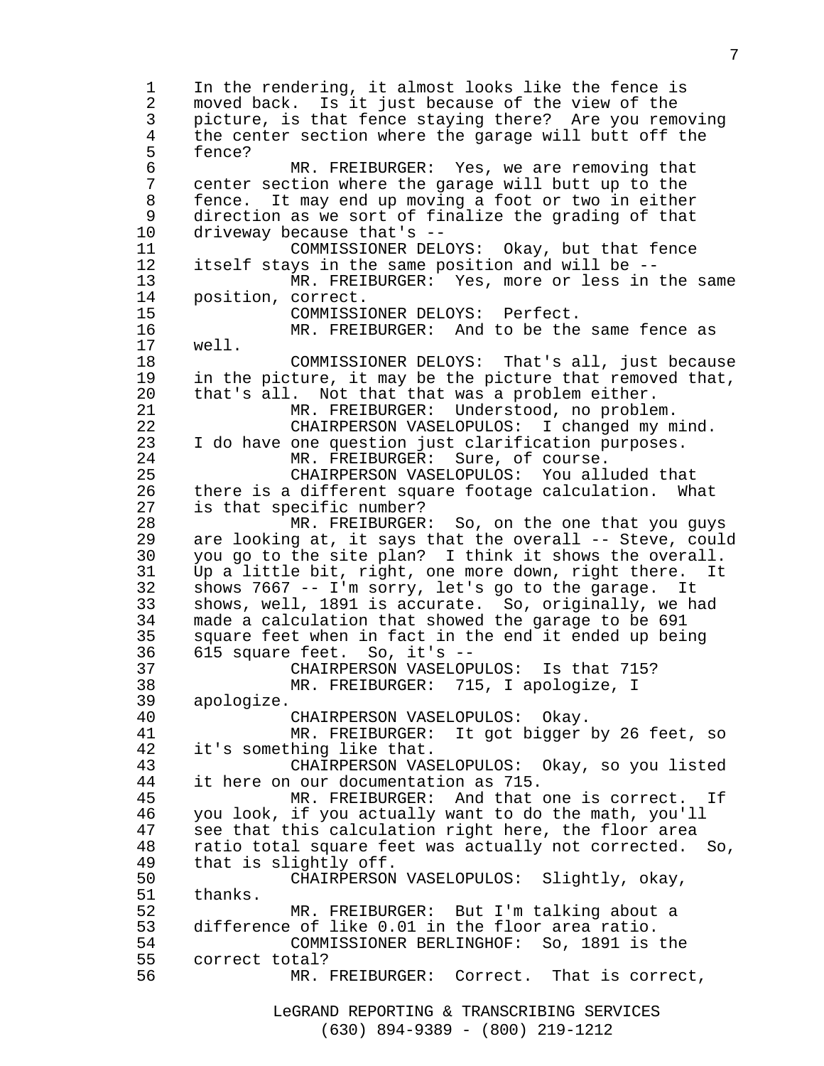In the rendering, it almost looks like the fence is moved back. Is it just because of the view of the picture, is that fence staying there? Are you removing the center section where the garage will butt off the fence?

MR. FREIBURGER: Yes, we are removing that center section where the garage will butt up to the fence. It may end up moving a foot or two in either direction as we sort of finalize the grading of that driveway because that's --

COMMISSIONER DELOYS: Okay, but that fence itself stays in the same position and will be --

MR. FREIBURGER: Yes, more or less in the same position, correct.

COMMISSIONER DELOYS: Perfect.

MR. FREIBURGER: And to be the same fence as well.

COMMISSIONER DELOYS: That's all, just because in the picture, it may be the picture that removed that, that's all. Not that that was a problem either.

MR. FREIBURGER: Understood, no problem.

CHAIRPERSON VASELOPULOS: I changed my mind. I do have one question just clarification purposes.

MR. FREIBURGER: Sure, of course.

CHAIRPERSON VASELOPULOS: You alluded that there is a different square footage calculation. What is that specific number?

MR. FREIBURGER: So, on the one that you guys are looking at, it says that the overall -- Steve, could you go to the site plan? I think it shows the overall. Up a little bit, right, one more down, right there. It shows 7667 -- I'm sorry, let's go to the garage. It shows, well, 1891 is accurate. So, originally, we had made a calculation that showed the garage to be 691 square feet when in fact in the end it ended up being 615 square feet. So, it's --

CHAIRPERSON VASELOPULOS: Is that 715?

MR. FREIBURGER: 715, I apologize, I apologize.

CHAIRPERSON VASELOPULOS: Okay.

MR. FREIBURGER: It got bigger by 26 feet, so it's something like that.

CHAIRPERSON VASELOPULOS: Okay, so you listed it here on our documentation as 715.

MR. FREIBURGER: And that one is correct. If you look, if you actually want to do the math, you'll see that this calculation right here, the floor area ratio total square feet was actually not corrected. So, that is slightly off.

CHAIRPERSON VASELOPULOS: Slightly, okay, thanks.

MR. FREIBURGER: But I'm talking about a difference of like 0.01 in the floor area ratio.

COMMISSIONER BERLINGHOF: So, 1891 is the correct total?

MR. FREIBURGER: Correct. That is correct,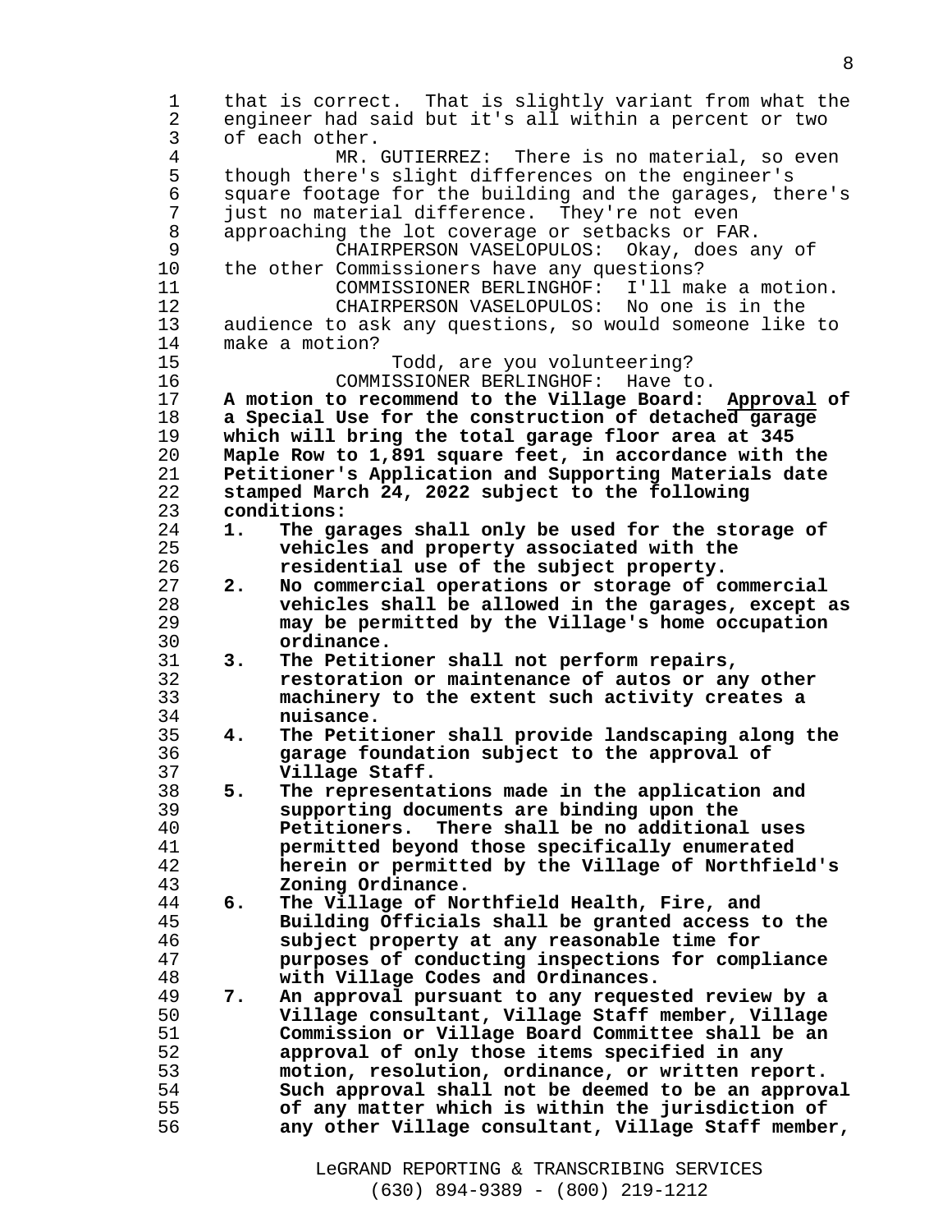that is correct. That is slightly variant from what the engineer had said but it's all within a percent or two of each other.

MR. GUTIERREZ: There is no material, so even though there's slight differences on the engineer's square footage for the building and the garages, there's just no material difference. They're not even approaching the lot coverage or setbacks or FAR.

CHAIRPERSON VASELOPULOS: Okay, does any of the other Commissioners have any questions?

COMMISSIONER BERLINGHOF: I'll make a motion.

CHAIRPERSON VASELOPULOS: No one is in the audience to ask any questions, so would someone like to make a motion?

Todd, are you volunteering?

COMMISSIONER BERLINGHOF: Have to.

**A motion to recommend to the Village Board: Approval of a Special Use for the construction of detached garage which will bring the total garage floor area at 345 Maple Row to 1,891 square feet, in accordance with the Petitioner's Application and Supporting Materials date stamped March 24, 2022 subject to the following conditions:**

1. **The garages shall only be used for the storage of vehicles and property associated with the residential use of the subject property.**
2. **No commercial operations or storage of commercial vehicles shall be allowed in the garages, except as may be permitted by the Village's home occupation ordinance.**
3. **The Petitioner shall not perform repairs, restoration or maintenance of autos or any other machinery to the extent such activity creates a nuisance.**
4. **The Petitioner shall provide landscaping along the garage foundation subject to the approval of Village Staff.**
5. **The representations made in the application and supporting documents are binding upon the Petitioners. There shall be no additional uses permitted beyond those specifically enumerated herein or permitted by the Village of Northfield's Zoning Ordinance.**
6. **The Village of Northfield Health, Fire, and Building Officials shall be granted access to the subject property at any reasonable time for purposes of conducting inspections for compliance with Village Codes and Ordinances.**
7. **An approval pursuant to any requested review by a Village consultant, Village Staff member, Village Commission or Village Board Committee shall be an approval of only those items specified in any motion, resolution, ordinance, or written report. Such approval shall not be deemed to be an approval of any matter which is within the jurisdiction of any other Village consultant, Village Staff member,**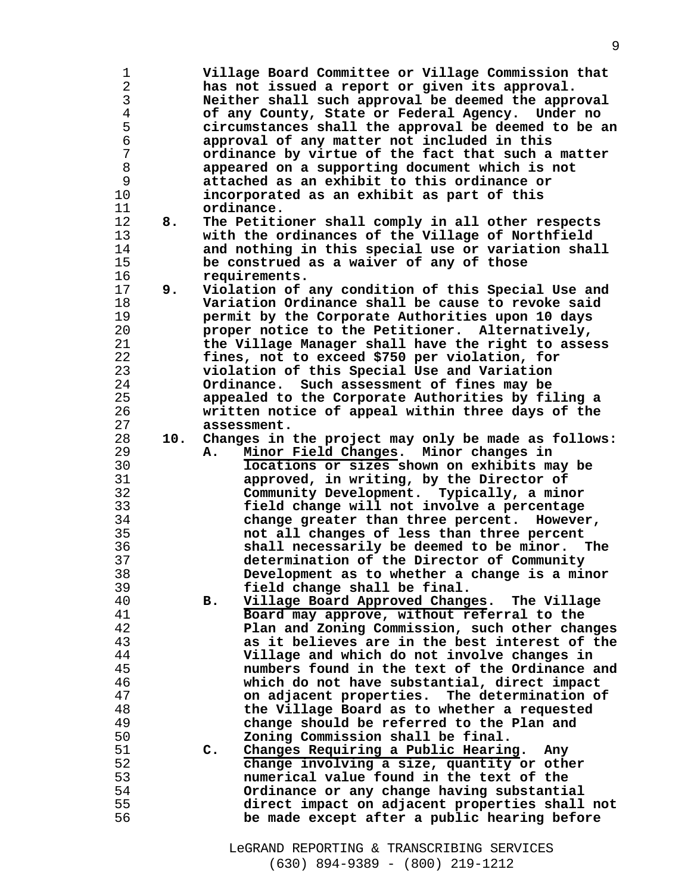**Village Board Committee or Village Commission that has not issued a report or given its approval. Neither shall such approval be deemed the approval of any County, State or Federal Agency. Under no circumstances shall the approval be deemed to be an approval of any matter not included in this ordinance by virtue of the fact that such a matter appeared on a supporting document which is not attached as an exhibit to this ordinance or incorporated as an exhibit as part of this ordinance.**

**8. The Petitioner shall comply in all other respects with the ordinances of the Village of Northfield and nothing in this special use or variation shall be construed as a waiver of any of those requirements.**

**9. Violation of any condition of this Special Use and Variation Ordinance shall be cause to revoke said permit by the Corporate Authorities upon 10 days proper notice to the Petitioner. Alternatively, the Village Manager shall have the right to assess fines, not to exceed $750 per violation, for violation of this Special Use and Variation Ordinance. Such assessment of fines may be appealed to the Corporate Authorities by filing a written notice of appeal within three days of the assessment.**

**10. Changes in the project may only be made as follows:**

**A. <u>Minor Field Changes</u>. Minor changes in locations or sizes shown on exhibits may be approved, in writing, by the Director of Community Development. Typically, a minor field change will not involve a percentage change greater than three percent. However, not all changes of less than three percent shall necessarily be deemed to be minor. The determination of the Director of Community Development as to whether a change is a minor field change shall be final.**

**B. <u>Village Board Approved Changes</u>. The Village Board may approve, without referral to the Plan and Zoning Commission, such other changes as it believes are in the best interest of the Village and which do not involve changes in numbers found in the text of the Ordinance and which do not have substantial, direct impact on adjacent properties. The determination of the Village Board as to whether a requested change should be referred to the Plan and Zoning Commission shall be final.**

**C. <u>Changes Requiring a Public Hearing</u>. Any change involving a size, quantity or other numerical value found in the text of the Ordinance or any change having substantial direct impact on adjacent properties shall not be made except after a public hearing before**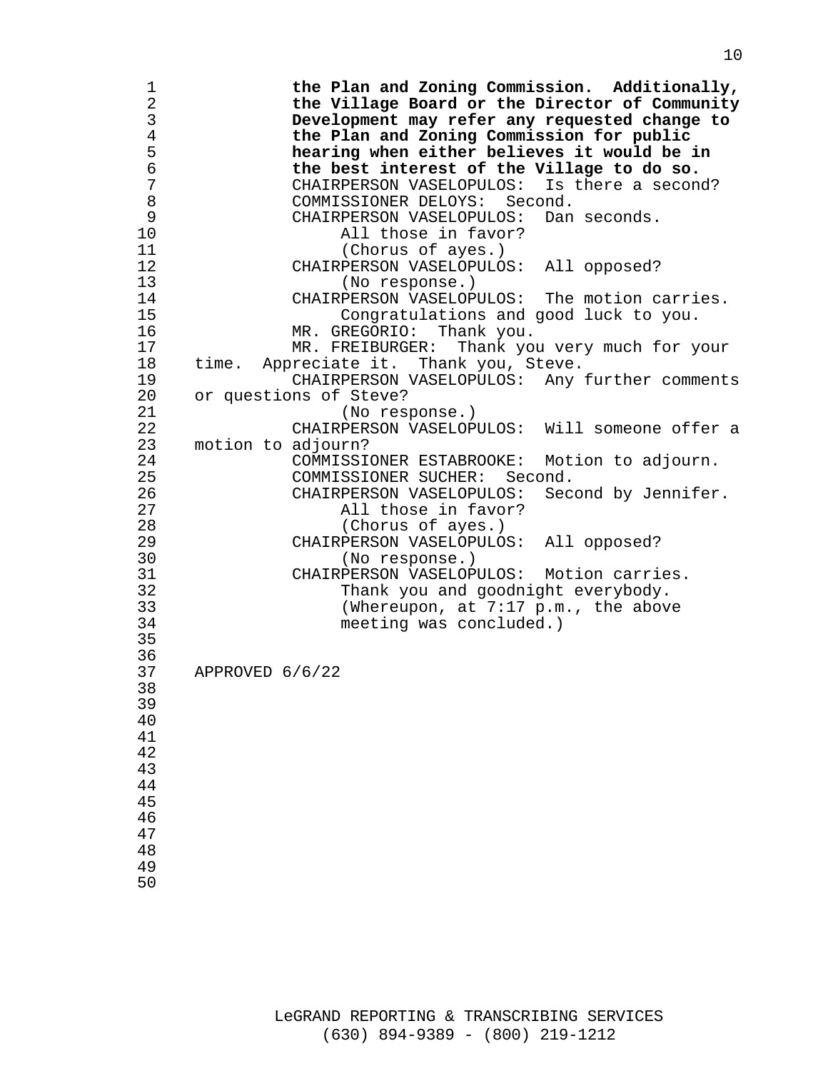**the Plan and Zoning Commission. Additionally, the Village Board or the Director of Community Development may refer any requested change to the Plan and Zoning Commission for public hearing when either believes it would be in the best interest of the Village to do so.**

CHAIRPERSON VASELOPULOS: Is there a second?

COMMISSIONER DELOYS: Second.

CHAIRPERSON VASELOPULOS: Dan seconds.

All those in favor?

(Chorus of ayes.)

CHAIRPERSON VASELOPULOS: All opposed?

(No response.)

CHAIRPERSON VASELOPULOS: The motion carries.

Congratulations and good luck to you.

MR. GREGORIO: Thank you.

MR. FREIBURGER: Thank you very much for your time. Appreciate it. Thank you, Steve.

CHAIRPERSON VASELOPULOS: Any further comments or questions of Steve?

(No response.)

CHAIRPERSON VASELOPULOS: Will someone offer a motion to adjourn?

COMMISSIONER ESTABROOKE: Motion to adjourn.

COMMISSIONER SUCHER: Second.

CHAIRPERSON VASELOPULOS: Second by Jennifer.

All those in favor?

(Chorus of ayes.)

CHAIRPERSON VASELOPULOS: All opposed?

(No response.)

CHAIRPERSON VASELOPULOS: Motion carries.

Thank you and goodnight everybody.

(Whereupon, at 7:17 p.m., the above meeting was concluded.)

APPROVED 6/6/22

LeGRAND REPORTING & TRANSCRIBING SERVICES
(630) 894-9389 - (800) 219-1212